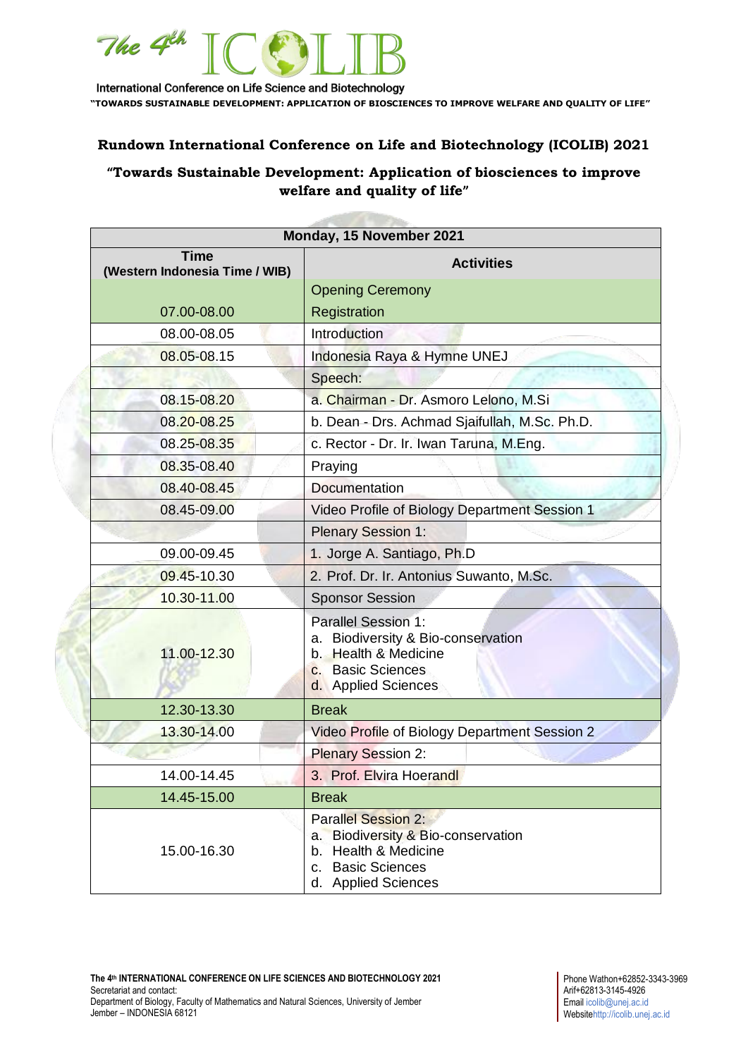# Rundown International Conference on Life and Biotechnology (ICOLIB) 2021

## "Towards Sustainable Development: Application of biosciences to improve welfare and quality of life"

| Monday, 15 November 2021 | |
|---|---|
| **Time (Western Indonesia Time / WIB)** | **Activities** |
| | Opening Ceremony |
| 07.00-08.00 | Registration |
| 08.00-08.05 | Introduction |
| 08.05-08.15 | Indonesia Raya & Hymne UNEJ |
| | Speech: |
| 08.15-08.20 | a. Chairman - Dr. Asmoro Lelono, M.Si |
| 08.20-08.25 | b. Dean - Drs. Achmad Sjaifullah, M.Sc. Ph.D. |
| 08.25-08.35 | c. Rector - Dr. Ir. Iwan Taruna, M.Eng. |
| 08.35-08.40 | Praying |
| 08.40-08.45 | Documentation |
| 08.45-09.00 | Video Profile of Biology Department Session 1 |
| | Plenary Session 1: |
| 09.00-09.45 | 1. Jorge A. Santiago, Ph.D |
| 09.45-10.30 | 2. Prof. Dr. Ir. Antonius Suwanto, M.Sc. |
| 10.30-11.00 | Sponsor Session |
| 11.00-12.30 | Parallel Session 1:<br>a. Biodiversity & Bio-conservation<br>b. Health & Medicine<br>c. Basic Sciences<br>d. Applied Sciences |
| 12.30-13.30 | Break |
| 13.30-14.00 | Video Profile of Biology Department Session 2 |
| | Plenary Session 2: |
| 14.00-14.45 | 3. Prof. Elvira Hoerandl |
| 14.45-15.00 | Break |
| 15.00-16.30 | Parallel Session 2:<br>a. Biodiversity & Bio-conservation<br>b. Health & Medicine<br>c. Basic Sciences<br>d. Applied Sciences |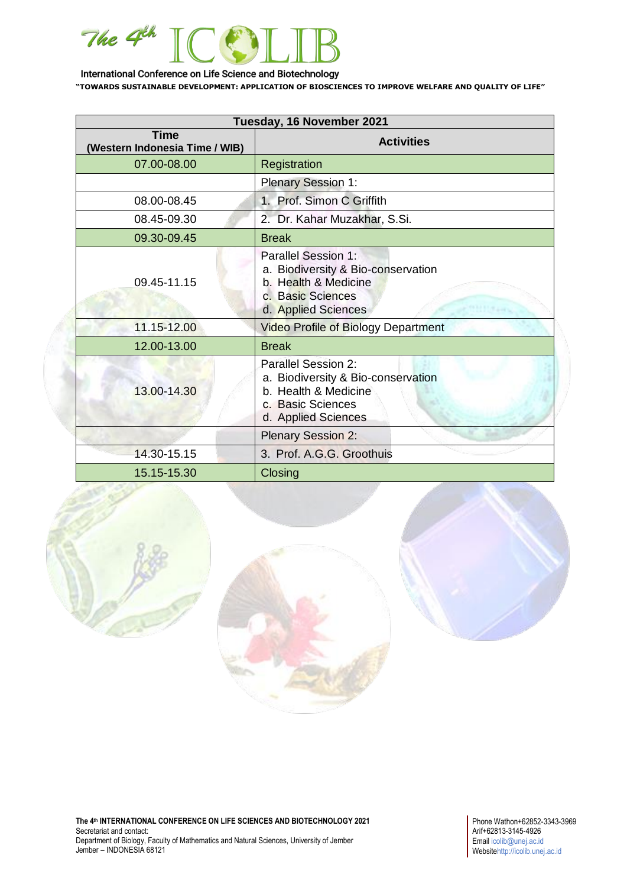The 4th ICOLIB

International Conference on Life Science and Biotechnology

**"TOWARDS SUSTAINABLE DEVELOPMENT: APPLICATION OF BIOSCIENCES TO IMPROVE WELFARE AND QUALITY OF LIFE"**

| Tuesday, 16 November 2021 | |
|---|---|
| **Time (Western Indonesia Time / WIB)** | **Activities** |
| 07.00-08.00 | Registration |
| | Plenary Session 1: |
| 08.00-08.45 | 1. Prof. Simon C Griffith |
| 08.45-09.30 | 2. Dr. Kahar Muzakhar, S.Si. |
| 09.30-09.45 | Break |
| 09.45-11.15 | Parallel Session 1:<br>a. Biodiversity & Bio-conservation<br>b. Health & Medicine<br>c. Basic Sciences<br>d. Applied Sciences |
| 11.15-12.00 | Video Profile of Biology Department |
| 12.00-13.00 | Break |
| 13.00-14.30 | Parallel Session 2:<br>a. Biodiversity & Bio-conservation<br>b. Health & Medicine<br>c. Basic Sciences<br>d. Applied Sciences |
| | Plenary Session 2: |
| 14.30-15.15 | 3. Prof. A.G.G. Groothuis |
| 15.15-15.30 | Closing |

**The 4th INTERNATIONAL CONFERENCE ON LIFE SCIENCES AND BIOTECHNOLOGY 2021**
Secretariat and contact:
Department of Biology, Faculty of Mathematics and Natural Sciences, University of Jember
Jember – INDONESIA 68121

Phone Wathon+62852-3343-3969
Arif+62813-3145-4926
Email icolib@unej.ac.id
Websitehttp://icolib.unej.ac.id